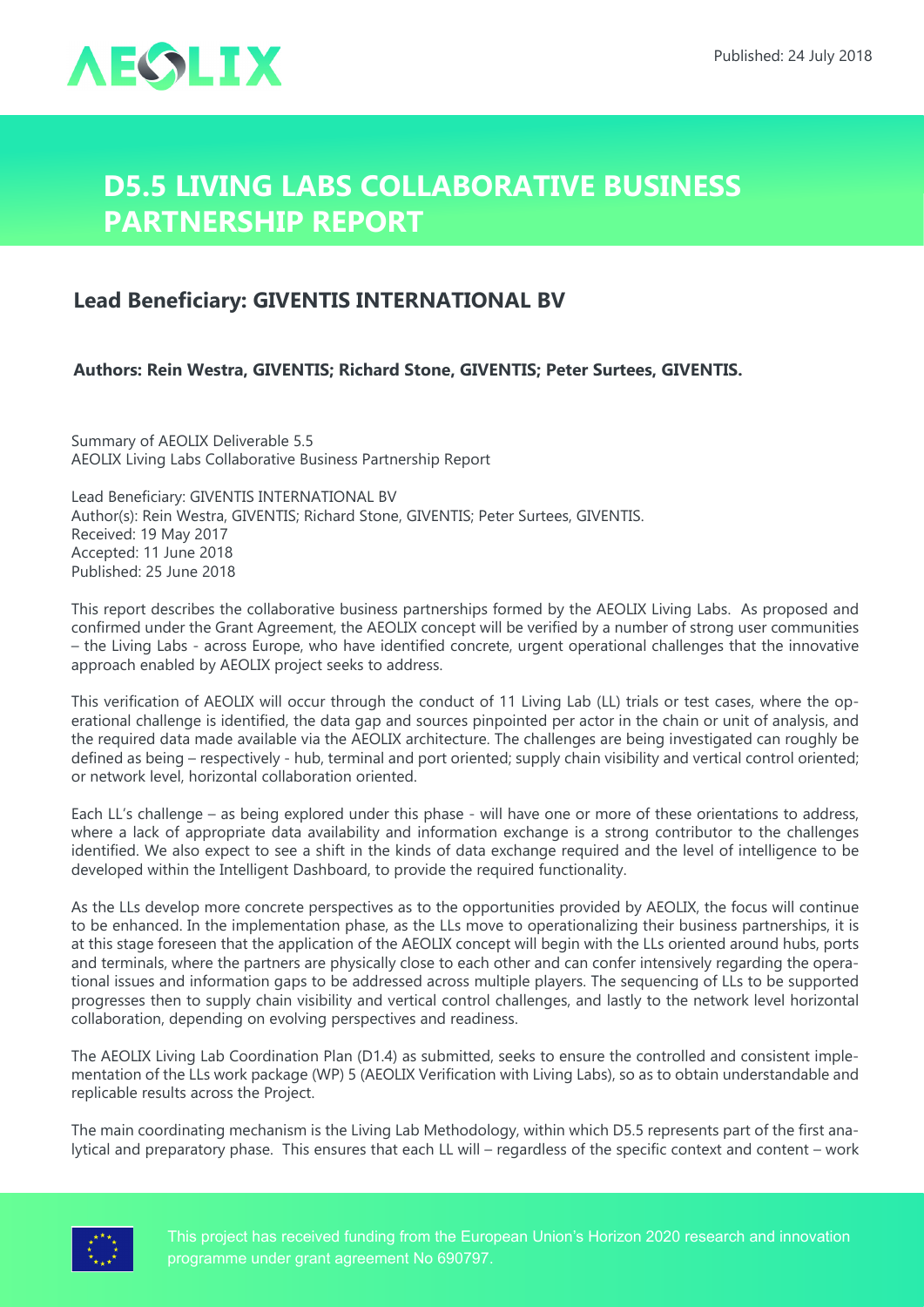Published: 24 July 2018

# D5.5 LIVING LABS COLLABORATIVE BUSINESS PARTNERSHIP REPORT

## Lead Beneficiary: GIVENTIS INTERNATIONAL BV

**Authors: Rein Westra, GIVENTIS; Richard Stone, GIVENTIS; Peter Surtees, GIVENTIS.**

Summary of AEOLIX Deliverable 5.5
AEOLIX Living Labs Collaborative Business Partnership Report

Lead Beneficiary: GIVENTIS INTERNATIONAL BV
Author(s): Rein Westra, GIVENTIS; Richard Stone, GIVENTIS; Peter Surtees, GIVENTIS.
Received: 19 May 2017
Accepted: 11 June 2018
Published: 25 June 2018

This report describes the collaborative business partnerships formed by the AEOLIX Living Labs. As proposed and confirmed under the Grant Agreement, the AEOLIX concept will be verified by a number of strong user communities – the Living Labs - across Europe, who have identified concrete, urgent operational challenges that the innovative approach enabled by AEOLIX project seeks to address.

This verification of AEOLIX will occur through the conduct of 11 Living Lab (LL) trials or test cases, where the operational challenge is identified, the data gap and sources pinpointed per actor in the chain or unit of analysis, and the required data made available via the AEOLIX architecture. The challenges are being investigated can roughly be defined as being – respectively - hub, terminal and port oriented; supply chain visibility and vertical control oriented; or network level, horizontal collaboration oriented.

Each LL's challenge – as being explored under this phase - will have one or more of these orientations to address, where a lack of appropriate data availability and information exchange is a strong contributor to the challenges identified. We also expect to see a shift in the kinds of data exchange required and the level of intelligence to be developed within the Intelligent Dashboard, to provide the required functionality.

As the LLs develop more concrete perspectives as to the opportunities provided by AEOLIX, the focus will continue to be enhanced. In the implementation phase, as the LLs move to operationalizing their business partnerships, it is at this stage foreseen that the application of the AEOLIX concept will begin with the LLs oriented around hubs, ports and terminals, where the partners are physically close to each other and can confer intensively regarding the operational issues and information gaps to be addressed across multiple players. The sequencing of LLs to be supported progresses then to supply chain visibility and vertical control challenges, and lastly to the network level horizontal collaboration, depending on evolving perspectives and readiness.

The AEOLIX Living Lab Coordination Plan (D1.4) as submitted, seeks to ensure the controlled and consistent implementation of the LLs work package (WP) 5 (AEOLIX Verification with Living Labs), so as to obtain understandable and replicable results across the Project.

The main coordinating mechanism is the Living Lab Methodology, within which D5.5 represents part of the first analytical and preparatory phase. This ensures that each LL will – regardless of the specific context and content – work

This project has received funding from the European Union's Horizon 2020 research and innovation programme under grant agreement No 690797.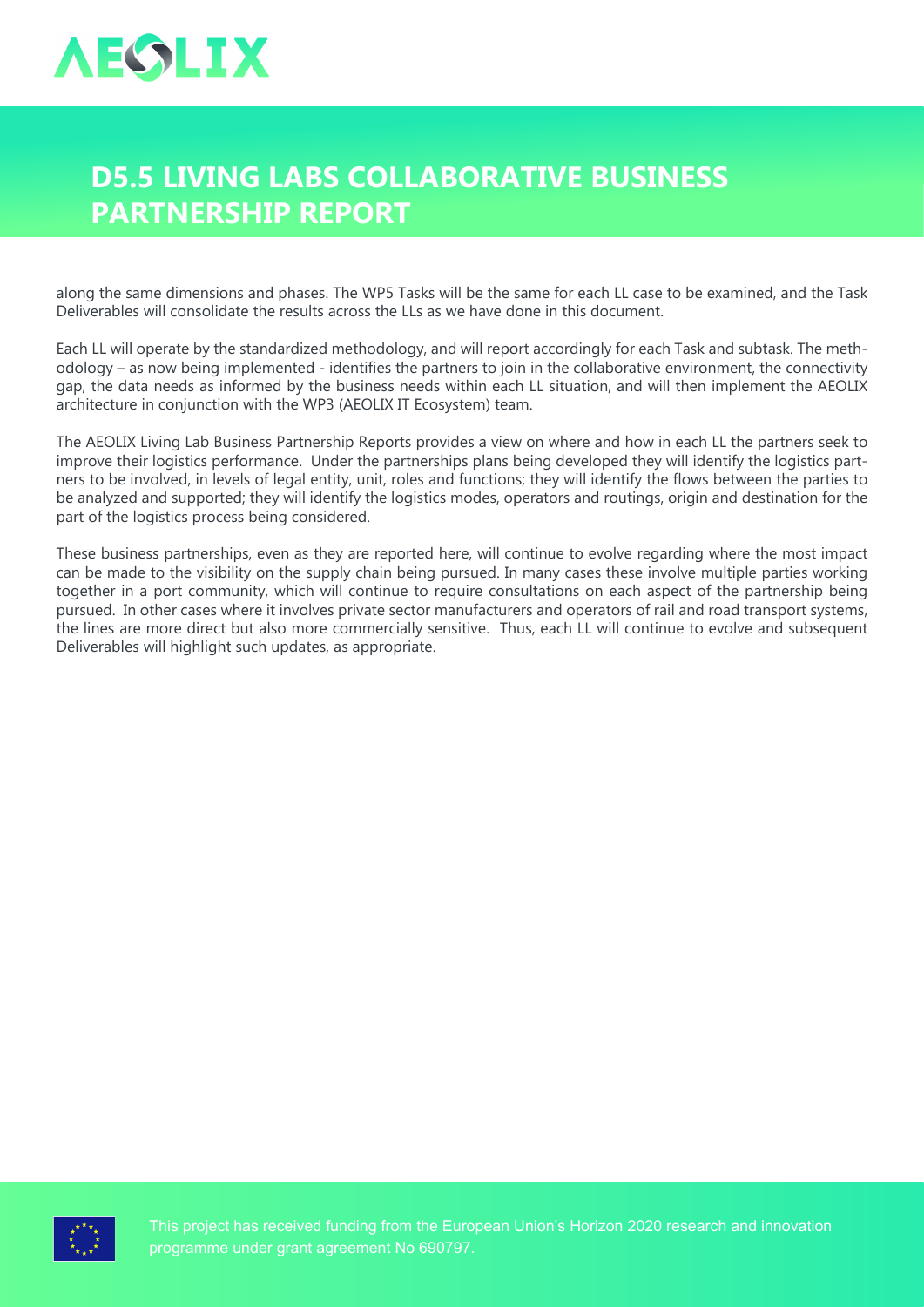along the same dimensions and phases. The WP5 Tasks will be the same for each LL case to be examined, and the Task Deliverables will consolidate the results across the LLs as we have done in this document.

Each LL will operate by the standardized methodology, and will report accordingly for each Task and subtask. The methodology – as now being implemented - identifies the partners to join in the collaborative environment, the connectivity gap, the data needs as informed by the business needs within each LL situation, and will then implement the AEOLIX architecture in conjunction with the WP3 (AEOLIX IT Ecosystem) team.

The AEOLIX Living Lab Business Partnership Reports provides a view on where and how in each LL the partners seek to improve their logistics performance. Under the partnerships plans being developed they will identify the logistics partners to be involved, in levels of legal entity, unit, roles and functions; they will identify the flows between the parties to be analyzed and supported; they will identify the logistics modes, operators and routings, origin and destination for the part of the logistics process being considered.

These business partnerships, even as they are reported here, will continue to evolve regarding where the most impact can be made to the visibility on the supply chain being pursued. In many cases these involve multiple parties working together in a port community, which will continue to require consultations on each aspect of the partnership being pursued. In other cases where it involves private sector manufacturers and operators of rail and road transport systems, the lines are more direct but also more commercially sensitive. Thus, each LL will continue to evolve and subsequent Deliverables will highlight such updates, as appropriate.